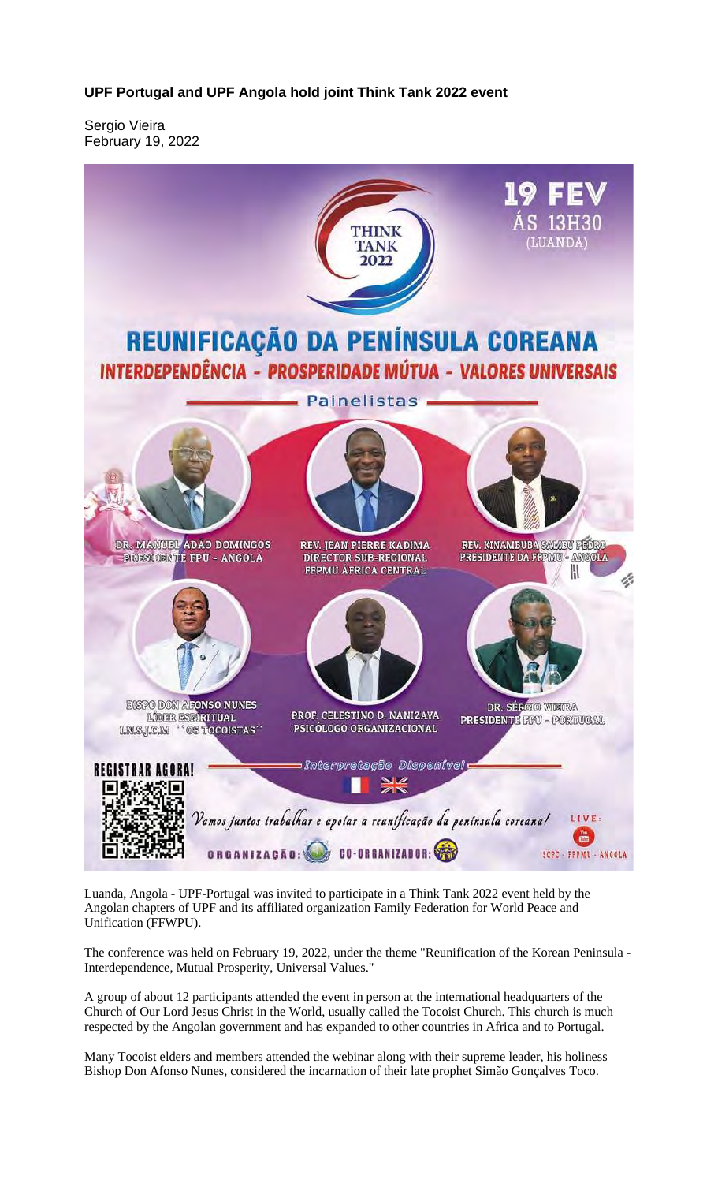## UPF Portugal and UPF Angola hold joint Think Tank 2022 event

Sergio Vieira
February 19, 2022

Luanda, Angola - UPF-Portugal was invited to participate in a Think Tank 2022 event held by the Angolan chapters of UPF and its affiliated organization Family Federation for World Peace and Unification (FFWPU).

The conference was held on February 19, 2022, under the theme "Reunification of the Korean Peninsula - Interdependence, Mutual Prosperity, Universal Values."

A group of about 12 participants attended the event in person at the international headquarters of the Church of Our Lord Jesus Christ in the World, usually called the Tocoist Church. This church is much respected by the Angolan government and has expanded to other countries in Africa and to Portugal.

Many Tocoist elders and members attended the webinar along with their supreme leader, his holiness Bishop Don Afonso Nunes, considered the incarnation of their late prophet Simão Gonçalves Toco.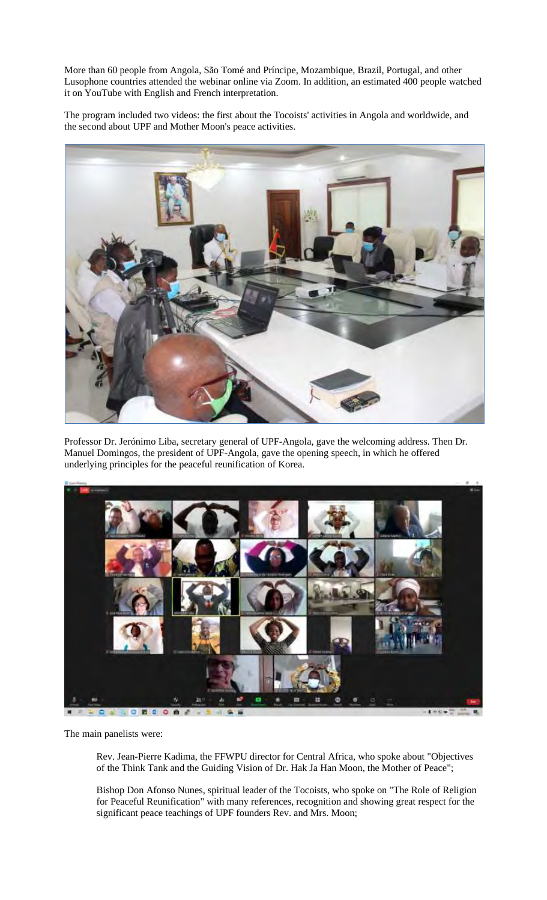More than 60 people from Angola, São Tomé and Príncipe, Mozambique, Brazil, Portugal, and other Lusophone countries attended the webinar online via Zoom. In addition, an estimated 400 people watched it on YouTube with English and French interpretation.

The program included two videos: the first about the Tocoists' activities in Angola and worldwide, and the second about UPF and Mother Moon's peace activities.

Professor Dr. Jerónimo Liba, secretary general of UPF-Angola, gave the welcoming address. Then Dr. Manuel Domingos, the president of UPF-Angola, gave the opening speech, in which he offered underlying principles for the peaceful reunification of Korea.

The main panelists were:

Rev. Jean-Pierre Kadima, the FFWPU director for Central Africa, who spoke about "Objectives of the Think Tank and the Guiding Vision of Dr. Hak Ja Han Moon, the Mother of Peace";

Bishop Don Afonso Nunes, spiritual leader of the Tocoists, who spoke on "The Role of Religion for Peaceful Reunification" with many references, recognition and showing great respect for the significant peace teachings of UPF founders Rev. and Mrs. Moon;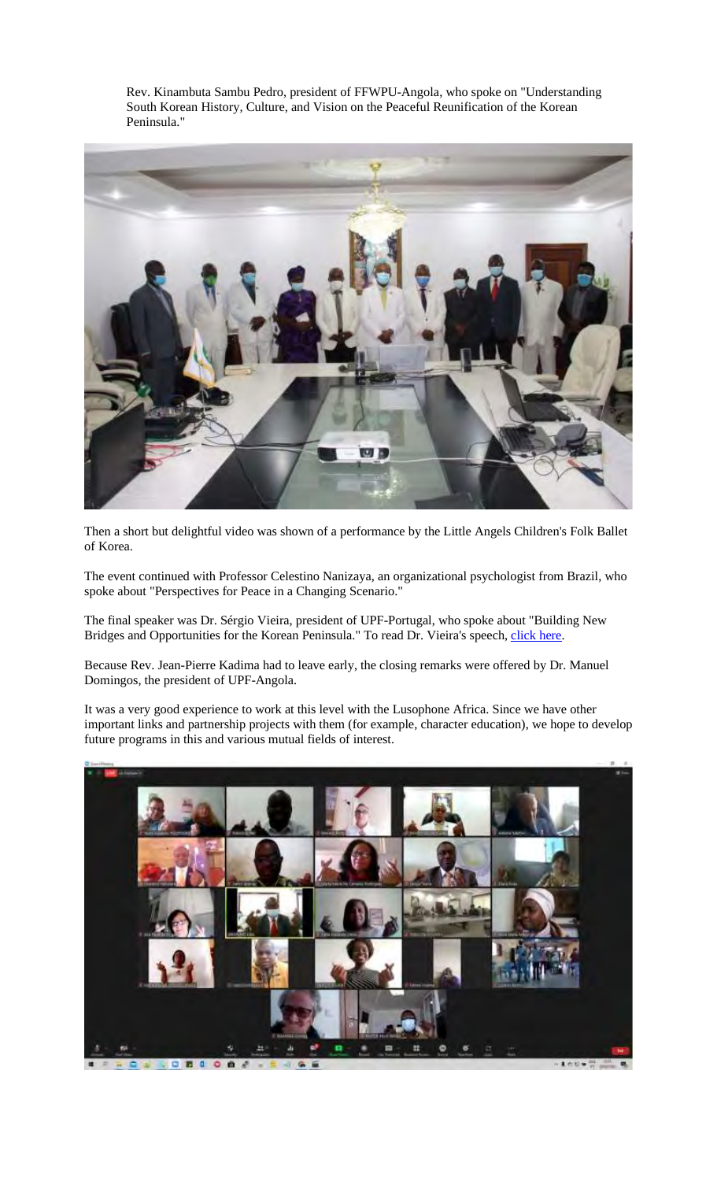Rev. Kinambuta Sambu Pedro, president of FFWPU-Angola, who spoke on "Understanding South Korean History, Culture, and Vision on the Peaceful Reunification of the Korean Peninsula."

Then a short but delightful video was shown of a performance by the Little Angels Children's Folk Ballet of Korea.

The event continued with Professor Celestino Nanizaya, an organizational psychologist from Brazil, who spoke about "Perspectives for Peace in a Changing Scenario."

The final speaker was Dr. Sérgio Vieira, president of UPF-Portugal, who spoke about "Building New Bridges and Opportunities for the Korean Peninsula." To read Dr. Vieira's speech, click here.

Because Rev. Jean-Pierre Kadima had to leave early, the closing remarks were offered by Dr. Manuel Domingos, the president of UPF-Angola.

It was a very good experience to work at this level with the Lusophone Africa. Since we have other important links and partnership projects with them (for example, character education), we hope to develop future programs in this and various mutual fields of interest.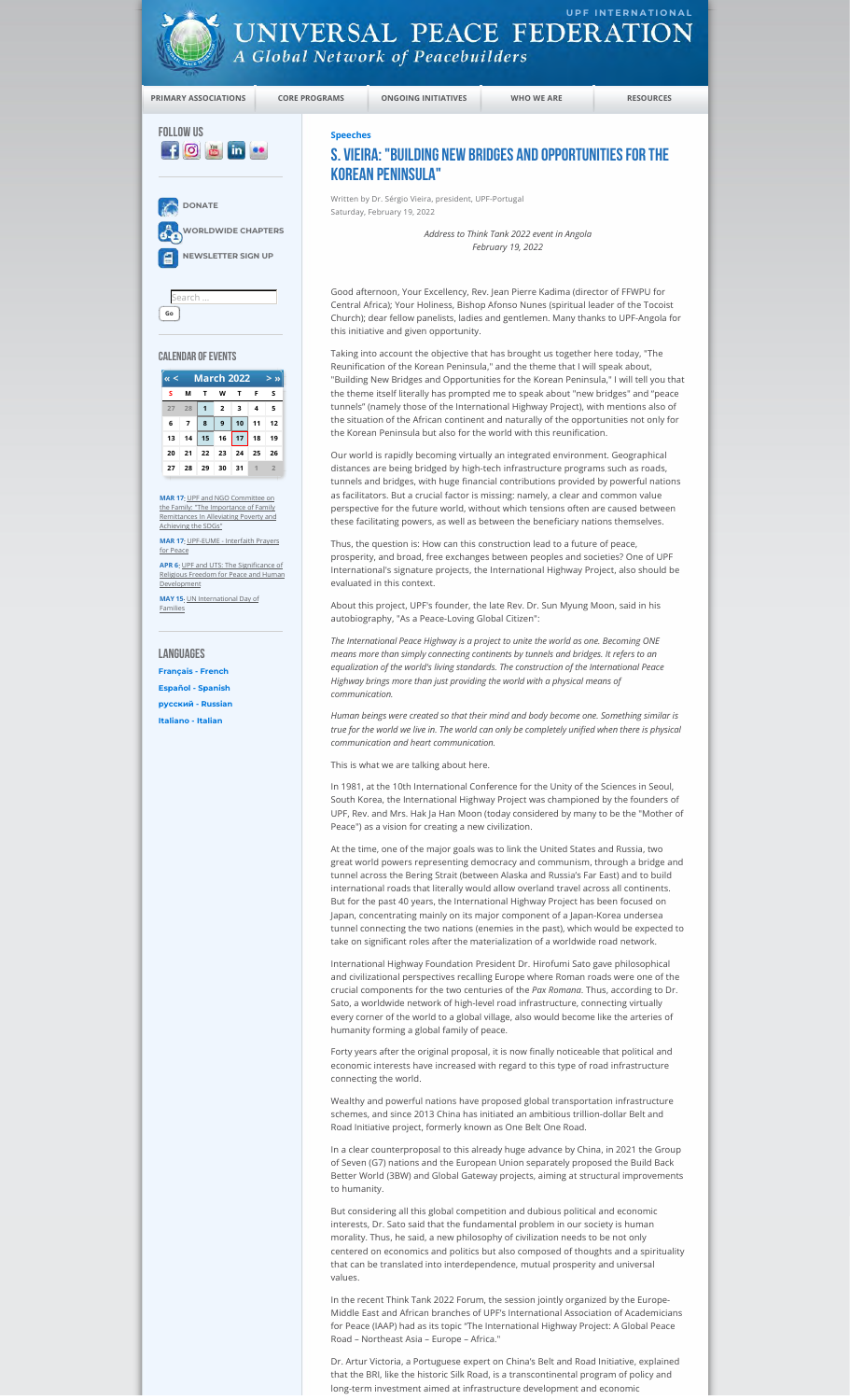Speeches

# S. Vieira: "Building New Bridges and Opportunities for the Korean Peninsula"

Written by Dr. Sérgio Vieira, president, UPF-Portugal
Saturday, February 19, 2022

*Address to Think Tank 2022 event in Angola*
*February 19, 2022*

Good afternoon, Your Excellency, Rev. Jean Pierre Kadima (director of FFWPU for Central Africa); Your Holiness, Bishop Afonso Nunes (spiritual leader of the Tocoist Church); dear fellow panelists, ladies and gentlemen. Many thanks to UPF-Angola for this initiative and given opportunity.

Taking into account the objective that has brought us together here today, "The Reunification of the Korean Peninsula," and the theme that I will speak about, "Building New Bridges and Opportunities for the Korean Peninsula," I will tell you that the theme itself literally has prompted me to speak about "new bridges" and "peace tunnels" (namely those of the International Highway Project), with mentions also of the situation of the African continent and naturally of the opportunities not only for the Korean Peninsula but also for the world with this reunification.

Our world is rapidly becoming virtually an integrated environment. Geographical distances are being bridged by high-tech infrastructure programs such as roads, tunnels and bridges, with huge financial contributions provided by powerful nations as facilitators. But a crucial factor is missing: namely, a clear and common value perspective for the future world, without which tensions often are caused between these facilitating powers, as well as between the beneficiary nations themselves.

Thus, the question is: How can this construction lead to a future of peace, prosperity, and broad, free exchanges between peoples and societies? One of UPF International's signature projects, the International Highway Project, also should be evaluated in this context.

About this project, UPF's founder, the late Rev. Dr. Sun Myung Moon, said in his autobiography, "As a Peace-Loving Global Citizen":

*The International Peace Highway is a project to unite the world as one. Becoming ONE means more than simply connecting continents by tunnels and bridges. It refers to an equalization of the world's living standards. The construction of the International Peace Highway brings more than just providing the world with a physical means of communication.*

*Human beings were created so that their mind and body become one. Something similar is true for the world we live in. The world can only be completely unified when there is physical communication and heart communication.*

This is what we are talking about here.

In 1981, at the 10th International Conference for the Unity of the Sciences in Seoul, South Korea, the International Highway Project was championed by the founders of UPF, Rev. and Mrs. Hak Ja Han Moon (today considered by many to be the "Mother of Peace") as a vision for creating a new civilization.

At the time, one of the major goals was to link the United States and Russia, two great world powers representing democracy and communism, through a bridge and tunnel across the Bering Strait (between Alaska and Russia's Far East) and to build international roads that literally would allow overland travel across all continents. But for the past 40 years, the International Highway Project has been focused on Japan, concentrating mainly on its major component of a Japan-Korea undersea tunnel connecting the two nations (enemies in the past), which would be expected to take on significant roles after the materialization of a worldwide road network.

International Highway Foundation President Dr. Hirofumi Sato gave philosophical and civilizational perspectives recalling Europe where Roman roads were one of the crucial components for the two centuries of the *Pax Romana*. Thus, according to Dr. Sato, a worldwide network of high-level road infrastructure, connecting virtually every corner of the world to a global village, also would become like the arteries of humanity forming a global family of peace.

Forty years after the original proposal, it is now finally noticeable that political and economic interests have increased with regard to this type of road infrastructure connecting the world.

Wealthy and powerful nations have proposed global transportation infrastructure schemes, and since 2013 China has initiated an ambitious trillion-dollar Belt and Road Initiative project, formerly known as One Belt One Road.

In a clear counterproposal to this already huge advance by China, in 2021 the Group of Seven (G7) nations and the European Union separately proposed the Build Back Better World (3BW) and Global Gateway projects, aiming at structural improvements to humanity.

But considering all this global competition and dubious political and economic interests, Dr. Sato said that the fundamental problem in our society is human morality. Thus, he said, a new philosophy of civilization needs to be not only centered on economics and politics but also composed of thoughts and a spirituality that can be translated into interdependence, mutual prosperity and universal values.

In the recent Think Tank 2022 Forum, the session jointly organized by the Europe-Middle East and African branches of UPF's International Association of Academicians for Peace (IAAP) had as its topic "The International Highway Project: A Global Peace Road – Northeast Asia – Europe – Africa."

Dr. Artur Victoria, a Portuguese expert on China's Belt and Road Initiative, explained that the BRI, like the historic Silk Road, is a transcontinental program of policy and long-term investment aimed at infrastructure development and economic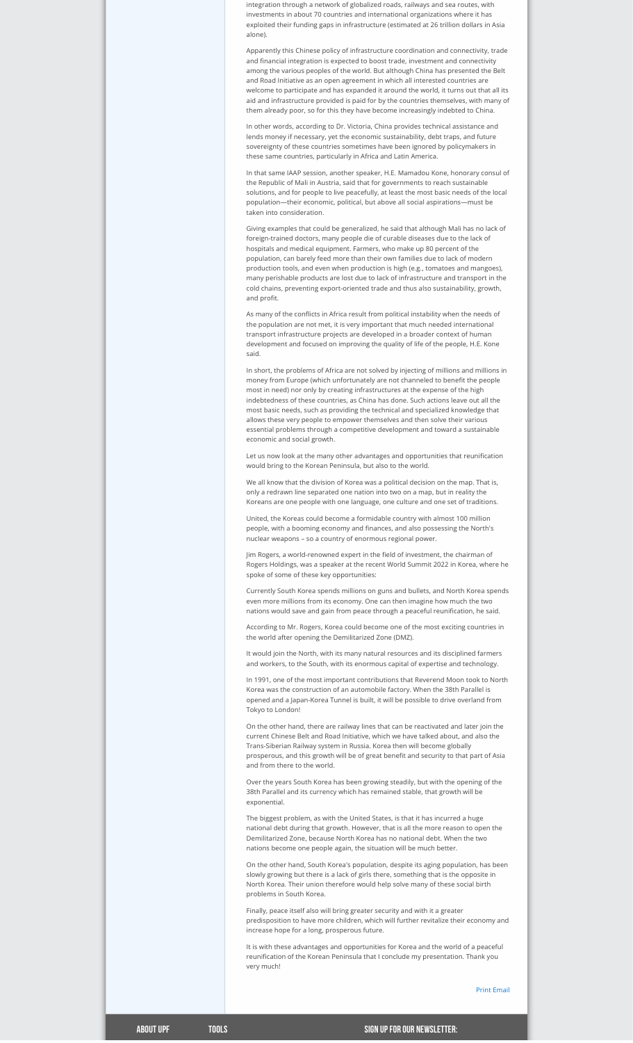integration through a network of globalized roads, railways and sea routes, with investments in about 70 countries and international organizations where it has exploited their funding gaps in infrastructure (estimated at 26 trillion dollars in Asia alone).

Apparently this Chinese policy of infrastructure coordination and connectivity, trade and financial integration is expected to boost trade, investment and connectivity among the various peoples of the world. But although China has presented the Belt and Road Initiative as an open agreement in which all interested countries are welcome to participate and has expanded it around the world, it turns out that all its aid and infrastructure provided is paid for by the countries themselves, with many of them already poor, so for this they have become increasingly indebted to China.

In other words, according to Dr. Victoria, China provides technical assistance and lends money if necessary, yet the economic sustainability, debt traps, and future sovereignty of these countries sometimes have been ignored by policymakers in these same countries, particularly in Africa and Latin America.

In that same IAAP session, another speaker, H.E. Mamadou Kone, honorary consul of the Republic of Mali in Austria, said that for governments to reach sustainable solutions, and for people to live peacefully, at least the most basic needs of the local population—their economic, political, but above all social aspirations—must be taken into consideration.

Giving examples that could be generalized, he said that although Mali has no lack of foreign-trained doctors, many people die of curable diseases due to the lack of hospitals and medical equipment. Farmers, who make up 80 percent of the population, can barely feed more than their own families due to lack of modern production tools, and even when production is high (e.g., tomatoes and mangoes), many perishable products are lost due to lack of infrastructure and transport in the cold chains, preventing export-oriented trade and thus also sustainability, growth, and profit.

As many of the conflicts in Africa result from political instability when the needs of the population are not met, it is very important that much needed international transport infrastructure projects are developed in a broader context of human development and focused on improving the quality of life of the people, H.E. Kone said.

In short, the problems of Africa are not solved by injecting of millions and millions in money from Europe (which unfortunately are not channeled to benefit the people most in need) nor only by creating infrastructures at the expense of the high indebtedness of these countries, as China has done. Such actions leave out all the most basic needs, such as providing the technical and specialized knowledge that allows these very people to empower themselves and then solve their various essential problems through a competitive development and toward a sustainable economic and social growth.

Let us now look at the many other advantages and opportunities that reunification would bring to the Korean Peninsula, but also to the world.

We all know that the division of Korea was a political decision on the map. That is, only a redrawn line separated one nation into two on a map, but in reality the Koreans are one people with one language, one culture and one set of traditions.

United, the Koreas could become a formidable country with almost 100 million people, with a booming economy and finances, and also possessing the North's nuclear weapons – so a country of enormous regional power.

Jim Rogers, a world-renowned expert in the field of investment, the chairman of Rogers Holdings, was a speaker at the recent World Summit 2022 in Korea, where he spoke of some of these key opportunities:

Currently South Korea spends millions on guns and bullets, and North Korea spends even more millions from its economy. One can then imagine how much the two nations would save and gain from peace through a peaceful reunification, he said.

According to Mr. Rogers, Korea could become one of the most exciting countries in the world after opening the Demilitarized Zone (DMZ).

It would join the North, with its many natural resources and its disciplined farmers and workers, to the South, with its enormous capital of expertise and technology.

In 1991, one of the most important contributions that Reverend Moon took to North Korea was the construction of an automobile factory. When the 38th Parallel is opened and a Japan-Korea Tunnel is built, it will be possible to drive overland from Tokyo to London!

On the other hand, there are railway lines that can be reactivated and later join the current Chinese Belt and Road Initiative, which we have talked about, and also the Trans-Siberian Railway system in Russia. Korea then will become globally prosperous, and this growth will be of great benefit and security to that part of Asia and from there to the world.

Over the years South Korea has been growing steadily, but with the opening of the 38th Parallel and its currency which has remained stable, that growth will be exponential.

The biggest problem, as with the United States, is that it has incurred a huge national debt during that growth. However, that is all the more reason to open the Demilitarized Zone, because North Korea has no national debt. When the two nations become one people again, the situation will be much better.

On the other hand, South Korea's population, despite its aging population, has been slowly growing but there is a lack of girls there, something that is the opposite in North Korea. Their union therefore would help solve many of these social birth problems in South Korea.

Finally, peace itself also will bring greater security and with it a greater predisposition to have more children, which will further revitalize their economy and increase hope for a long, prosperous future.

It is with these advantages and opportunities for Korea and the world of a peaceful reunification of the Korean Peninsula that I conclude my presentation. Thank you very much!